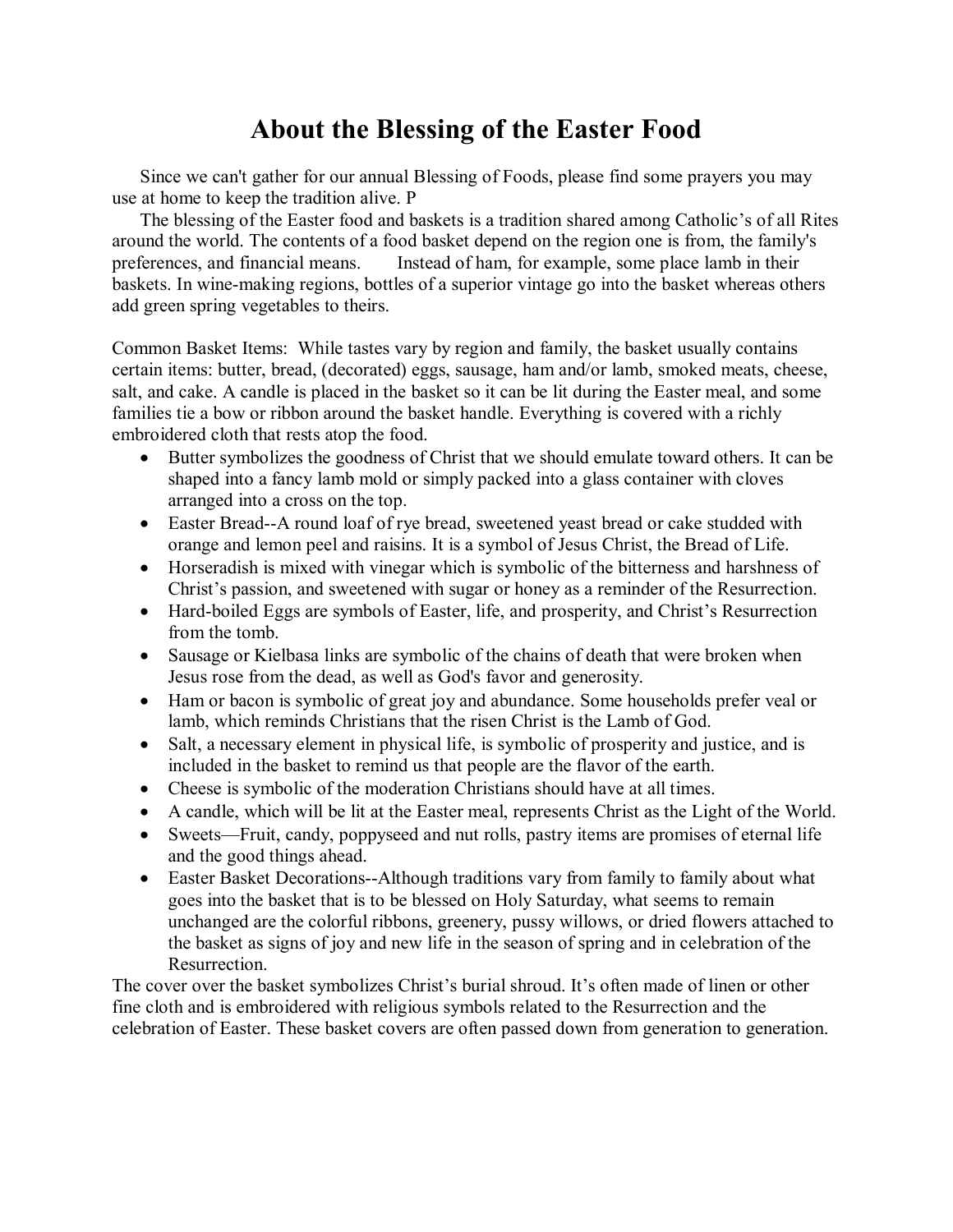# About the Blessing of the Easter Food

Since we can't gather for our annual Blessing of Foods, please find some prayers you may use at home to keep the tradition alive. P

The blessing of the Easter food and baskets is a tradition shared among Catholic's of all Rites around the world. The contents of a food basket depend on the region one is from, the family's preferences, and financial means. Instead of ham, for example, some place lamb in their baskets. In wine-making regions, bottles of a superior vintage go into the basket whereas others add green spring vegetables to theirs.

Common Basket Items: While tastes vary by region and family, the basket usually contains certain items: butter, bread, (decorated) eggs, sausage, ham and/or lamb, smoked meats, cheese, salt, and cake. A candle is placed in the basket so it can be lit during the Easter meal, and some families tie a bow or ribbon around the basket handle. Everything is covered with a richly embroidered cloth that rests atop the food.

- Butter symbolizes the goodness of Christ that we should emulate toward others. It can be shaped into a fancy lamb mold or simply packed into a glass container with cloves arranged into a cross on the top.
- Easter Bread--A round loaf of rye bread, sweetened yeast bread or cake studded with orange and lemon peel and raisins. It is a symbol of Jesus Christ, the Bread of Life.
- Horseradish is mixed with vinegar which is symbolic of the bitterness and harshness of Christ's passion, and sweetened with sugar or honey as a reminder of the Resurrection.
- Hard-boiled Eggs are symbols of Easter, life, and prosperity, and Christ's Resurrection from the tomb.
- Sausage or Kielbasa links are symbolic of the chains of death that were broken when Jesus rose from the dead, as well as God's favor and generosity.
- Ham or bacon is symbolic of great joy and abundance. Some households prefer veal or lamb, which reminds Christians that the risen Christ is the Lamb of God.
- Salt, a necessary element in physical life, is symbolic of prosperity and justice, and is included in the basket to remind us that people are the flavor of the earth.
- Cheese is symbolic of the moderation Christians should have at all times.
- A candle, which will be lit at the Easter meal, represents Christ as the Light of the World.
- Sweets—Fruit, candy, poppyseed and nut rolls, pastry items are promises of eternal life and the good things ahead.
- Easter Basket Decorations--Although traditions vary from family to family about what goes into the basket that is to be blessed on Holy Saturday, what seems to remain unchanged are the colorful ribbons, greenery, pussy willows, or dried flowers attached to the basket as signs of joy and new life in the season of spring and in celebration of the Resurrection.

The cover over the basket symbolizes Christ's burial shroud. It's often made of linen or other fine cloth and is embroidered with religious symbols related to the Resurrection and the celebration of Easter. These basket covers are often passed down from generation to generation.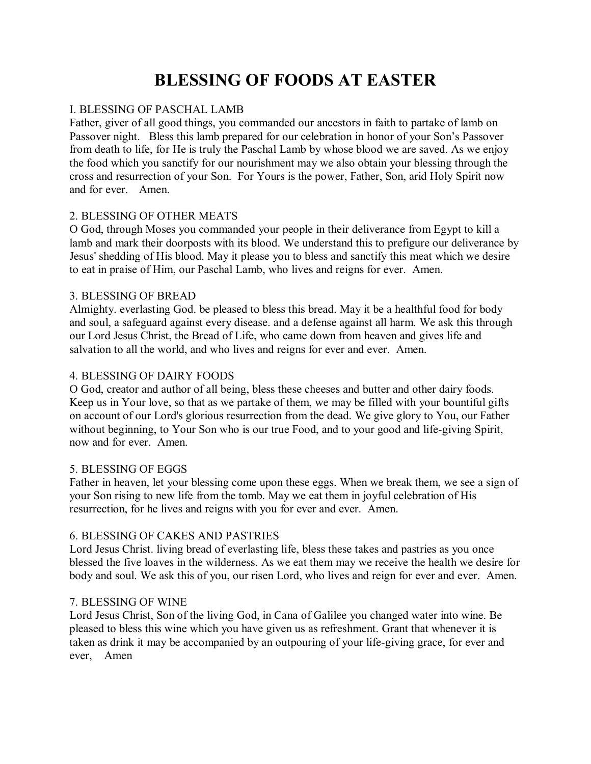# BLESSING OF FOODS AT EASTER

I. BLESSING OF PASCHAL LAMB

Father, giver of all good things, you commanded our ancestors in faith to partake of lamb on Passover night. Bless this lamb prepared for our celebration in honor of your Son's Passover from death to life, for He is truly the Paschal Lamb by whose blood we are saved. As we enjoy the food which you sanctify for our nourishment may we also obtain your blessing through the cross and resurrection of your Son. For Yours is the power, Father, Son, arid Holy Spirit now and for ever. Amen.

2. BLESSING OF OTHER MEATS

O God, through Moses you commanded your people in their deliverance from Egypt to kill a lamb and mark their doorposts with its blood. We understand this to prefigure our deliverance by Jesus' shedding of His blood. May it please you to bless and sanctify this meat which we desire to eat in praise of Him, our Paschal Lamb, who lives and reigns for ever. Amen.

3. BLESSING OF BREAD

Almighty. everlasting God. be pleased to bless this bread. May it be a healthful food for body and soul, a safeguard against every disease. and a defense against all harm. We ask this through our Lord Jesus Christ, the Bread of Life, who came down from heaven and gives life and salvation to all the world, and who lives and reigns for ever and ever. Amen.

4. BLESSING OF DAIRY FOODS

O God, creator and author of all being, bless these cheeses and butter and other dairy foods. Keep us in Your love, so that as we partake of them, we may be filled with your bountiful gifts on account of our Lord's glorious resurrection from the dead. We give glory to You, our Father without beginning, to Your Son who is our true Food, and to your good and life-giving Spirit, now and for ever. Amen.

5. BLESSING OF EGGS

Father in heaven, let your blessing come upon these eggs. When we break them, we see a sign of your Son rising to new life from the tomb. May we eat them in joyful celebration of His resurrection, for he lives and reigns with you for ever and ever. Amen.

6. BLESSING OF CAKES AND PASTRIES

Lord Jesus Christ. living bread of everlasting life, bless these takes and pastries as you once blessed the five loaves in the wilderness. As we eat them may we receive the health we desire for body and soul. We ask this of you, our risen Lord, who lives and reign for ever and ever. Amen.

7. BLESSING OF WINE

Lord Jesus Christ, Son of the living God, in Cana of Galilee you changed water into wine. Be pleased to bless this wine which you have given us as refreshment. Grant that whenever it is taken as drink it may be accompanied by an outpouring of your life-giving grace, for ever and ever, Amen